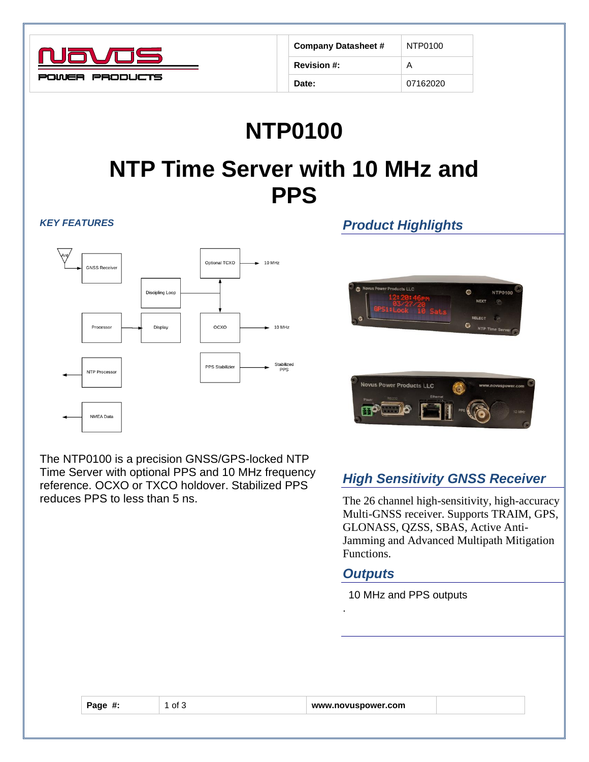| Company Datasheet # | NTP0100 |
| --- | --- |
| Revision #: | A |
| Date: | 07162020 |

# NTP0100

# NTP Time Server with 10 MHz and PPS

***KEY FEATURES***

The NTP0100 is a precision GNSS/GPS-locked NTP Time Server with optional PPS and 10 MHz frequency reference. OCXO or TXCO holdover. Stabilized PPS reduces PPS to less than 5 ns.

## *Product Highlights*

## *High Sensitivity GNSS Receiver*

The 26 channel high-sensitivity, high-accuracy Multi-GNSS receiver. Supports TRAIM, GPS, GLONASS, QZSS, SBAS, Active Anti-Jamming and Advanced Multipath Mitigation Functions.

## *Outputs*

10 MHz and PPS outputs

.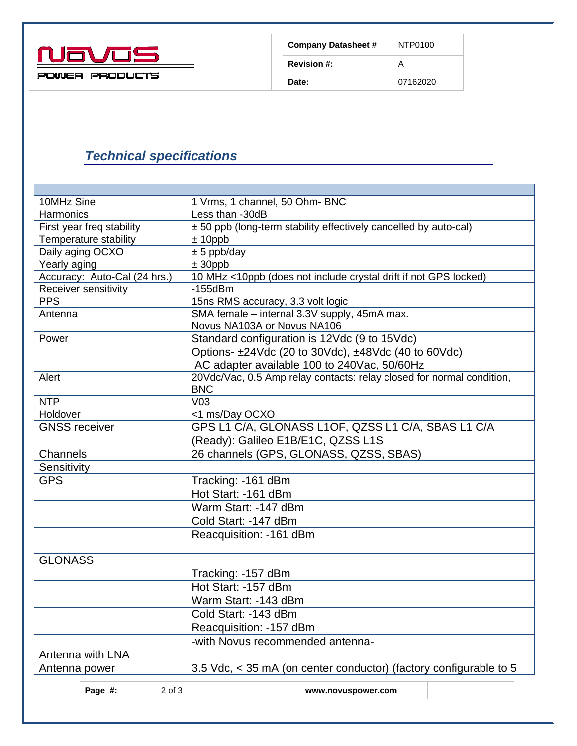## *Technical specifications*

| | |
|---|---|
| 10MHz Sine | 1 Vrms, 1 channel, 50 Ohm- BNC |
| Harmonics | Less than -30dB |
| First year freq stability | ± 50 ppb (long-term stability effectively cancelled by auto-cal) |
| Temperature stability | ± 10ppb |
| Daily aging OCXO | ± 5 ppb/day |
| Yearly aging | ± 30ppb |
| Accuracy: Auto-Cal (24 hrs.) | 10 MHz <10ppb (does not include crystal drift if not GPS locked) |
| Receiver sensitivity | -155dBm |
| PPS | 15ns RMS accuracy, 3.3 volt logic |
| Antenna | SMA female – internal 3.3V supply, 45mA max.<br>Novus NA103A or Novus NA106 |
| Power | Standard configuration is 12Vdc (9 to 15Vdc)<br>Options- ±24Vdc (20 to 30Vdc), ±48Vdc (40 to 60Vdc)<br>AC adapter available 100 to 240Vac, 50/60Hz |
| Alert | 20Vdc/Vac, 0.5 Amp relay contacts: relay closed for normal condition, BNC |
| NTP | V03 |
| Holdover | <1 ms/Day OCXO |
| GNSS receiver | GPS L1 C/A, GLONASS L1OF, QZSS L1 C/A, SBAS L1 C/A (Ready): Galileo E1B/E1C, QZSS L1S |
| Channels | 26 channels (GPS, GLONASS, QZSS, SBAS) |
| Sensitivity | |
| GPS | Tracking: -161 dBm |
| | Hot Start: -161 dBm |
| | Warm Start: -147 dBm |
| | Cold Start: -147 dBm |
| | Reacquisition: -161 dBm |
| | |
| GLONASS | |
| | Tracking: -157 dBm |
| | Hot Start: -157 dBm |
| | Warm Start: -143 dBm |
| | Cold Start: -143 dBm |
| | Reacquisition: -157 dBm |
| | -with Novus recommended antenna- |
| Antenna with LNA | |
| Antenna power | 3.5 Vdc, < 35 mA (on center conductor) (factory configurable to 5 |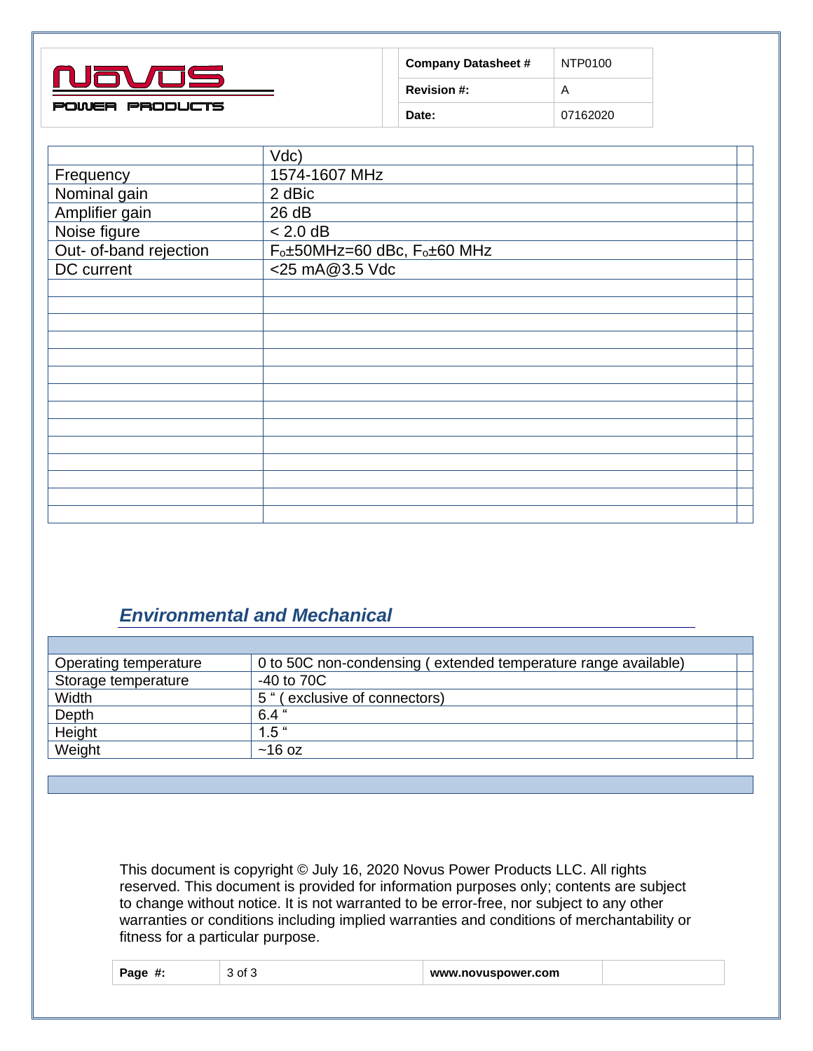| | | |
|---|---|---|
| | Vdc) | |
| Frequency | 1574-1607 MHz | |
| Nominal gain | 2 dBic | |
| Amplifier gain | 26 dB | |
| Noise figure | < 2.0 dB | |
| Out- of-band rejection | $F_o$±50MHz=60 dBc, $F_o$±60 MHz | |
| DC current | <25 mA@3.5 Vdc | |
| | | |
| | | |
| | | |
| | | |
| | | |
| | | |
| | | |
| | | |
| | | |
| | | |
| | | |
| | | |
| | | |
| | | |

## *Environmental and Mechanical*

| | | |
|---|---|---|
| Operating temperature | 0 to 50C non-condensing ( extended temperature range available) | |
| Storage temperature | -40 to 70C | |
| Width | 5 " ( exclusive of connectors) | |
| Depth | 6.4 " | |
| Height | 1.5 " | |
| Weight | ~16 oz | |

This document is copyright © July 16, 2020 Novus Power Products LLC. All rights reserved. This document is provided for information purposes only; contents are subject to change without notice. It is not warranted to be error-free, nor subject to any other warranties or conditions including implied warranties and conditions of merchantability or fitness for a particular purpose.